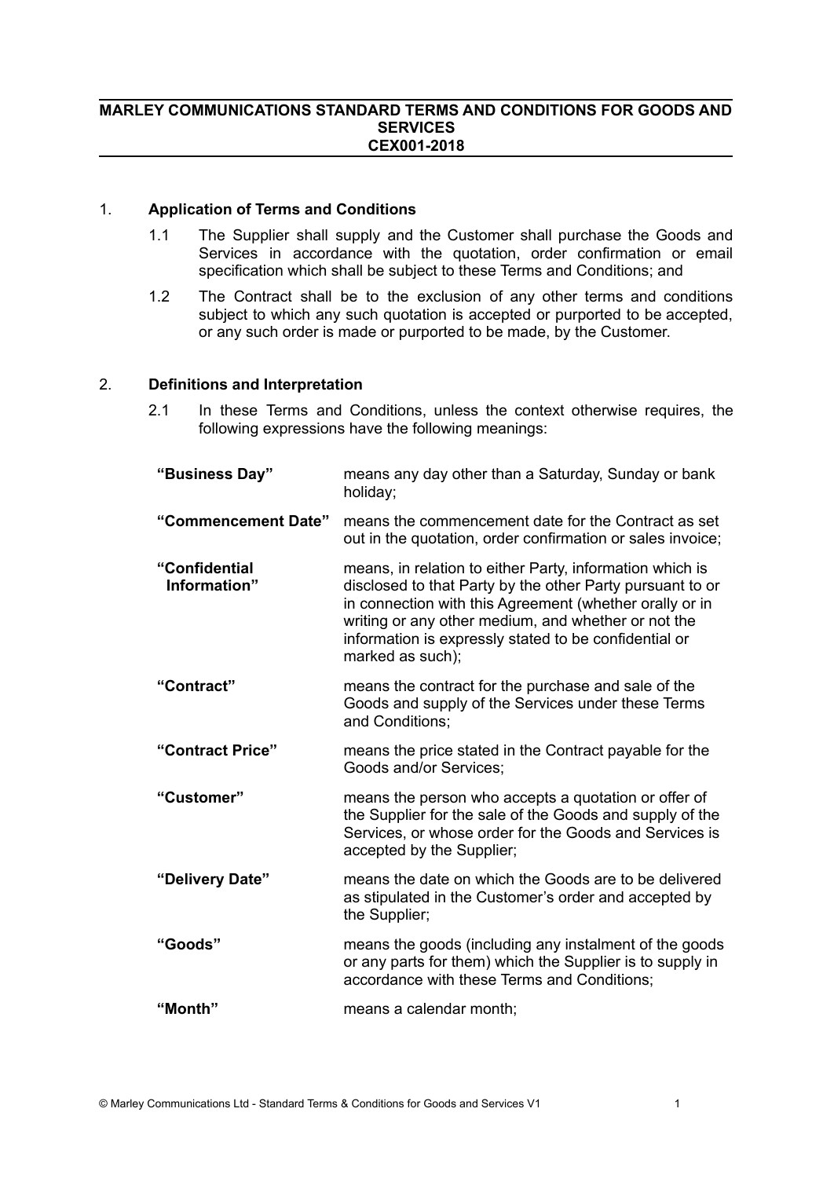# MARLEY COMMUNICATIONS STANDARD TERMS AND CONDITIONS FOR GOODS AND SERVICES
# CEX001-2018

## 1. Application of Terms and Conditions

1.1 The Supplier shall supply and the Customer shall purchase the Goods and Services in accordance with the quotation, order confirmation or email specification which shall be subject to these Terms and Conditions; and

1.2 The Contract shall be to the exclusion of any other terms and conditions subject to which any such quotation is accepted or purported to be accepted, or any such order is made or purported to be made, by the Customer.

## 2. Definitions and Interpretation

2.1 In these Terms and Conditions, unless the context otherwise requires, the following expressions have the following meanings:

| | |
|---|---|
| **"Business Day"** | means any day other than a Saturday, Sunday or bank holiday; |
| **"Commencement Date"** | means the commencement date for the Contract as set out in the quotation, order confirmation or sales invoice; |
| **"Confidential Information"** | means, in relation to either Party, information which is disclosed to that Party by the other Party pursuant to or in connection with this Agreement (whether orally or in writing or any other medium, and whether or not the information is expressly stated to be confidential or marked as such); |
| **"Contract"** | means the contract for the purchase and sale of the Goods and supply of the Services under these Terms and Conditions; |
| **"Contract Price"** | means the price stated in the Contract payable for the Goods and/or Services; |
| **"Customer"** | means the person who accepts a quotation or offer of the Supplier for the sale of the Goods and supply of the Services, or whose order for the Goods and Services is accepted by the Supplier; |
| **"Delivery Date"** | means the date on which the Goods are to be delivered as stipulated in the Customer's order and accepted by the Supplier; |
| **"Goods"** | means the goods (including any instalment of the goods or any parts for them) which the Supplier is to supply in accordance with these Terms and Conditions; |
| **"Month"** | means a calendar month; |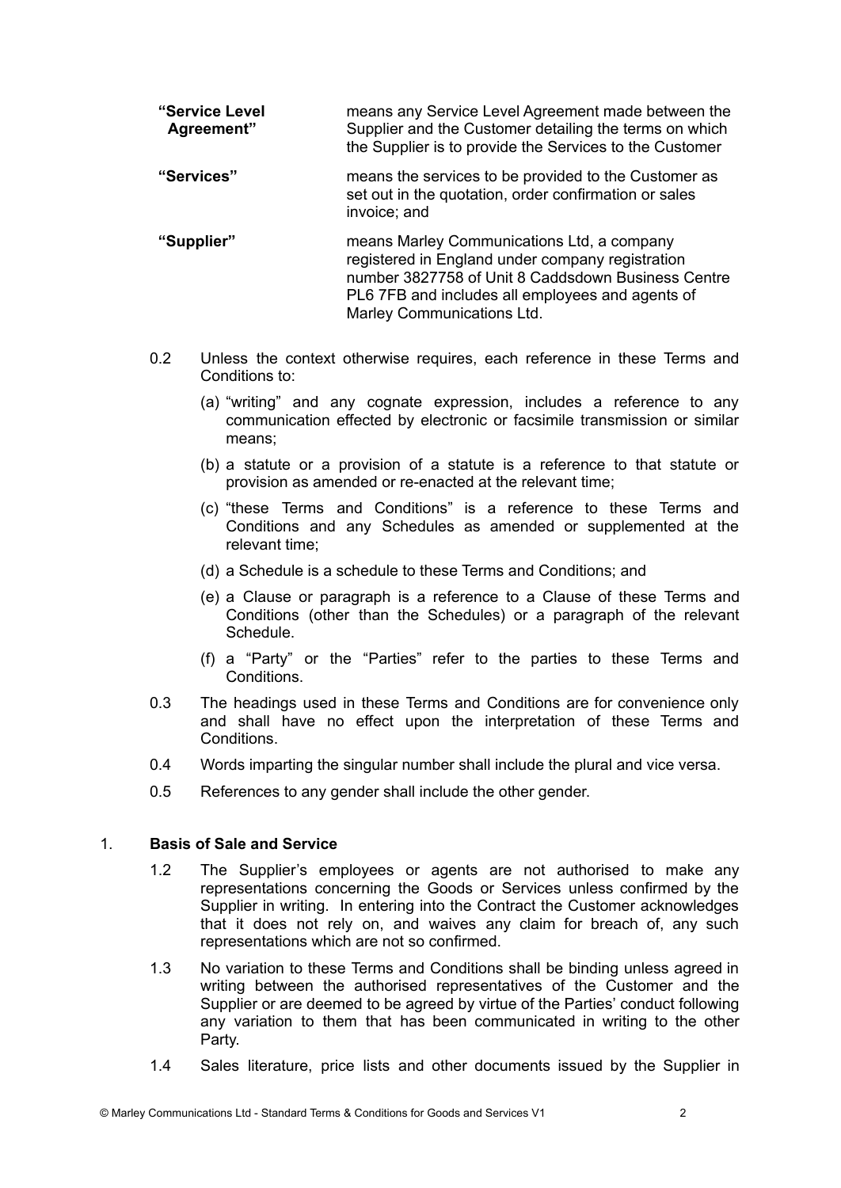| | |
|---|---|
| **"Service Level Agreement"** | means any Service Level Agreement made between the Supplier and the Customer detailing the terms on which the Supplier is to provide the Services to the Customer |
| **"Services"** | means the services to be provided to the Customer as set out in the quotation, order confirmation or sales invoice; and |
| **"Supplier"** | means Marley Communications Ltd, a company registered in England under company registration number 3827758 of Unit 8 Caddsdown Business Centre PL6 7FB and includes all employees and agents of Marley Communications Ltd. |

0.2 Unless the context otherwise requires, each reference in these Terms and Conditions to:

(a) "writing" and any cognate expression, includes a reference to any communication effected by electronic or facsimile transmission or similar means;

(b) a statute or a provision of a statute is a reference to that statute or provision as amended or re-enacted at the relevant time;

(c) "these Terms and Conditions" is a reference to these Terms and Conditions and any Schedules as amended or supplemented at the relevant time;

(d) a Schedule is a schedule to these Terms and Conditions; and

(e) a Clause or paragraph is a reference to a Clause of these Terms and Conditions (other than the Schedules) or a paragraph of the relevant Schedule.

(f) a "Party" or the "Parties" refer to the parties to these Terms and Conditions.

0.3 The headings used in these Terms and Conditions are for convenience only and shall have no effect upon the interpretation of these Terms and Conditions.

0.4 Words imparting the singular number shall include the plural and vice versa.

0.5 References to any gender shall include the other gender.

## 1. Basis of Sale and Service

1.2 The Supplier's employees or agents are not authorised to make any representations concerning the Goods or Services unless confirmed by the Supplier in writing. In entering into the Contract the Customer acknowledges that it does not rely on, and waives any claim for breach of, any such representations which are not so confirmed.

1.3 No variation to these Terms and Conditions shall be binding unless agreed in writing between the authorised representatives of the Customer and the Supplier or are deemed to be agreed by virtue of the Parties' conduct following any variation to them that has been communicated in writing to the other Party.

1.4 Sales literature, price lists and other documents issued by the Supplier in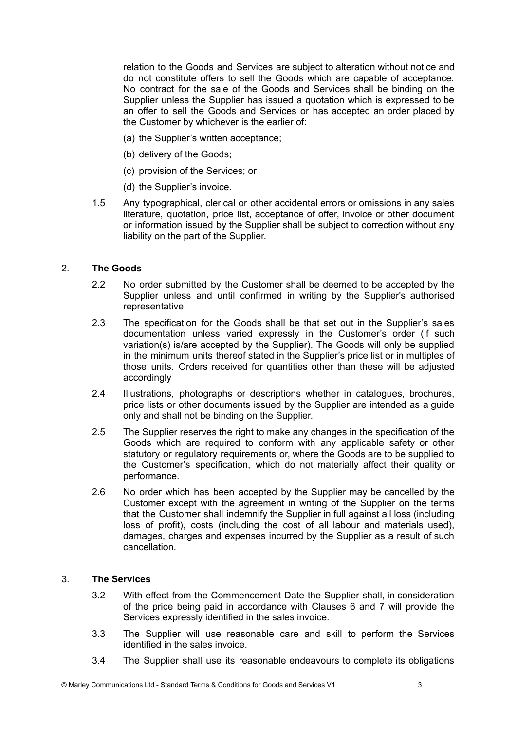relation to the Goods and Services are subject to alteration without notice and do not constitute offers to sell the Goods which are capable of acceptance. No contract for the sale of the Goods and Services shall be binding on the Supplier unless the Supplier has issued a quotation which is expressed to be an offer to sell the Goods and Services or has accepted an order placed by the Customer by whichever is the earlier of:

(a) the Supplier's written acceptance;

(b) delivery of the Goods;

(c) provision of the Services; or

(d) the Supplier's invoice.

1.5 Any typographical, clerical or other accidental errors or omissions in any sales literature, quotation, price list, acceptance of offer, invoice or other document or information issued by the Supplier shall be subject to correction without any liability on the part of the Supplier.

## 2. The Goods

2.2 No order submitted by the Customer shall be deemed to be accepted by the Supplier unless and until confirmed in writing by the Supplier's authorised representative.

2.3 The specification for the Goods shall be that set out in the Supplier's sales documentation unless varied expressly in the Customer's order (if such variation(s) is/are accepted by the Supplier). The Goods will only be supplied in the minimum units thereof stated in the Supplier's price list or in multiples of those units. Orders received for quantities other than these will be adjusted accordingly

2.4 Illustrations, photographs or descriptions whether in catalogues, brochures, price lists or other documents issued by the Supplier are intended as a guide only and shall not be binding on the Supplier.

2.5 The Supplier reserves the right to make any changes in the specification of the Goods which are required to conform with any applicable safety or other statutory or regulatory requirements or, where the Goods are to be supplied to the Customer's specification, which do not materially affect their quality or performance.

2.6 No order which has been accepted by the Supplier may be cancelled by the Customer except with the agreement in writing of the Supplier on the terms that the Customer shall indemnify the Supplier in full against all loss (including loss of profit), costs (including the cost of all labour and materials used), damages, charges and expenses incurred by the Supplier as a result of such cancellation.

## 3. The Services

3.2 With effect from the Commencement Date the Supplier shall, in consideration of the price being paid in accordance with Clauses 6 and 7 will provide the Services expressly identified in the sales invoice.

3.3 The Supplier will use reasonable care and skill to perform the Services identified in the sales invoice.

3.4 The Supplier shall use its reasonable endeavours to complete its obligations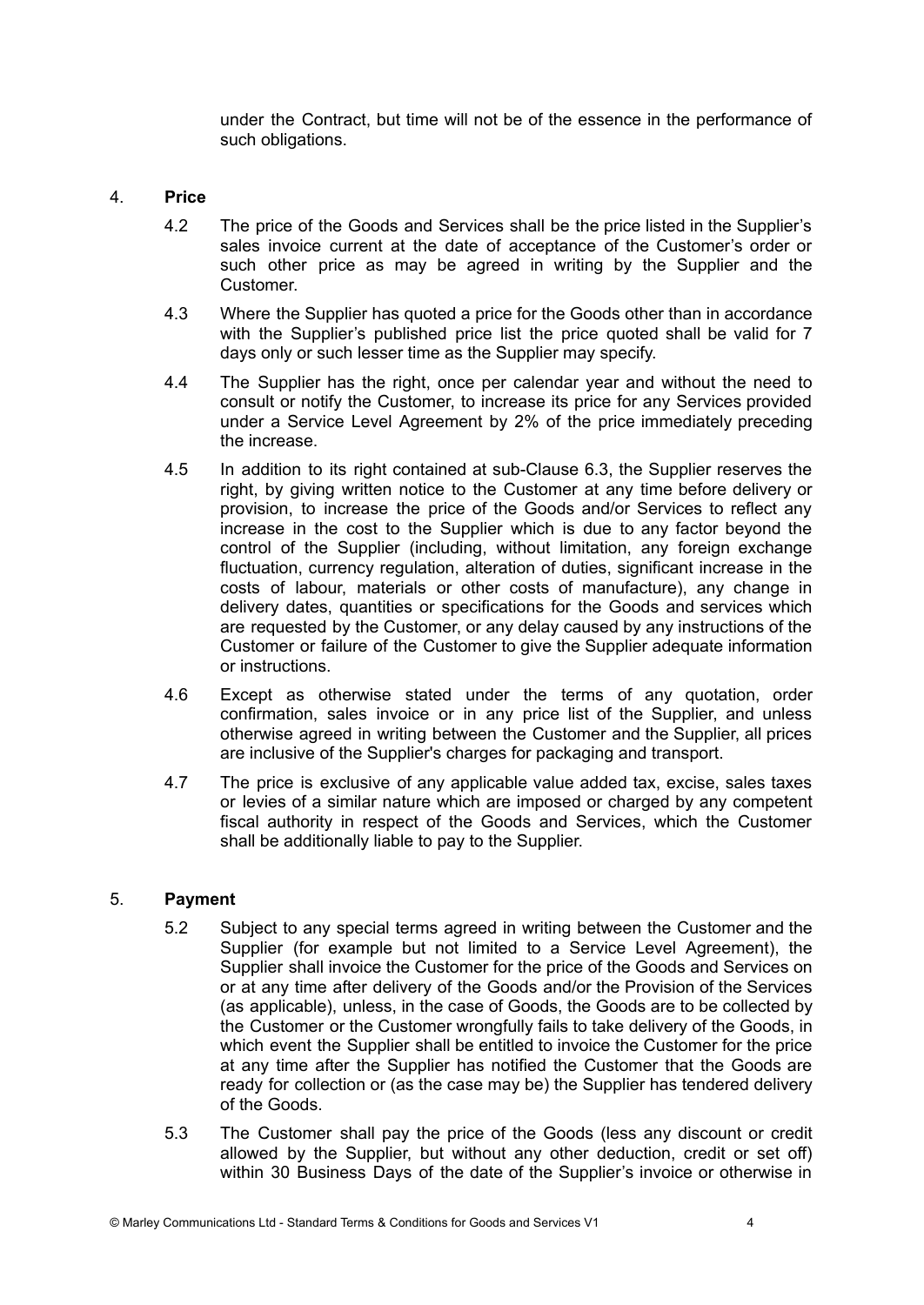under the Contract, but time will not be of the essence in the performance of such obligations.

## 4. Price

4.2 The price of the Goods and Services shall be the price listed in the Supplier's sales invoice current at the date of acceptance of the Customer's order or such other price as may be agreed in writing by the Supplier and the Customer.

4.3 Where the Supplier has quoted a price for the Goods other than in accordance with the Supplier's published price list the price quoted shall be valid for 7 days only or such lesser time as the Supplier may specify.

4.4 The Supplier has the right, once per calendar year and without the need to consult or notify the Customer, to increase its price for any Services provided under a Service Level Agreement by 2% of the price immediately preceding the increase.

4.5 In addition to its right contained at sub-Clause 6.3, the Supplier reserves the right, by giving written notice to the Customer at any time before delivery or provision, to increase the price of the Goods and/or Services to reflect any increase in the cost to the Supplier which is due to any factor beyond the control of the Supplier (including, without limitation, any foreign exchange fluctuation, currency regulation, alteration of duties, significant increase in the costs of labour, materials or other costs of manufacture), any change in delivery dates, quantities or specifications for the Goods and services which are requested by the Customer, or any delay caused by any instructions of the Customer or failure of the Customer to give the Supplier adequate information or instructions.

4.6 Except as otherwise stated under the terms of any quotation, order confirmation, sales invoice or in any price list of the Supplier, and unless otherwise agreed in writing between the Customer and the Supplier, all prices are inclusive of the Supplier's charges for packaging and transport.

4.7 The price is exclusive of any applicable value added tax, excise, sales taxes or levies of a similar nature which are imposed or charged by any competent fiscal authority in respect of the Goods and Services, which the Customer shall be additionally liable to pay to the Supplier.

## 5. Payment

5.2 Subject to any special terms agreed in writing between the Customer and the Supplier (for example but not limited to a Service Level Agreement), the Supplier shall invoice the Customer for the price of the Goods and Services on or at any time after delivery of the Goods and/or the Provision of the Services (as applicable), unless, in the case of Goods, the Goods are to be collected by the Customer or the Customer wrongfully fails to take delivery of the Goods, in which event the Supplier shall be entitled to invoice the Customer for the price at any time after the Supplier has notified the Customer that the Goods are ready for collection or (as the case may be) the Supplier has tendered delivery of the Goods.

5.3 The Customer shall pay the price of the Goods (less any discount or credit allowed by the Supplier, but without any other deduction, credit or set off) within 30 Business Days of the date of the Supplier's invoice or otherwise in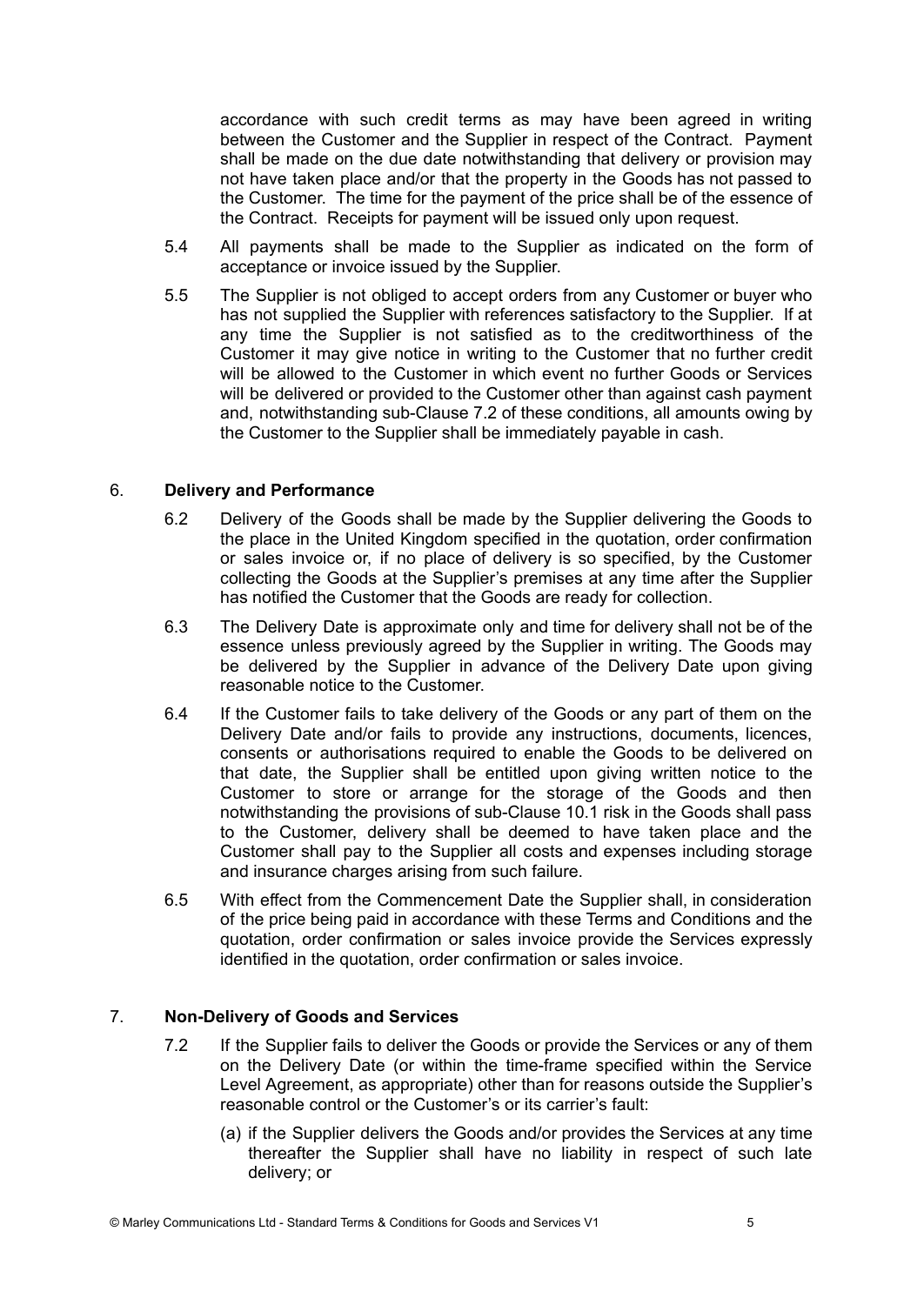accordance with such credit terms as may have been agreed in writing between the Customer and the Supplier in respect of the Contract. Payment shall be made on the due date notwithstanding that delivery or provision may not have taken place and/or that the property in the Goods has not passed to the Customer. The time for the payment of the price shall be of the essence of the Contract. Receipts for payment will be issued only upon request.

5.4 All payments shall be made to the Supplier as indicated on the form of acceptance or invoice issued by the Supplier.

5.5 The Supplier is not obliged to accept orders from any Customer or buyer who has not supplied the Supplier with references satisfactory to the Supplier. If at any time the Supplier is not satisfied as to the creditworthiness of the Customer it may give notice in writing to the Customer that no further credit will be allowed to the Customer in which event no further Goods or Services will be delivered or provided to the Customer other than against cash payment and, notwithstanding sub-Clause 7.2 of these conditions, all amounts owing by the Customer to the Supplier shall be immediately payable in cash.

## 6. Delivery and Performance

6.2 Delivery of the Goods shall be made by the Supplier delivering the Goods to the place in the United Kingdom specified in the quotation, order confirmation or sales invoice or, if no place of delivery is so specified, by the Customer collecting the Goods at the Supplier's premises at any time after the Supplier has notified the Customer that the Goods are ready for collection.

6.3 The Delivery Date is approximate only and time for delivery shall not be of the essence unless previously agreed by the Supplier in writing. The Goods may be delivered by the Supplier in advance of the Delivery Date upon giving reasonable notice to the Customer.

6.4 If the Customer fails to take delivery of the Goods or any part of them on the Delivery Date and/or fails to provide any instructions, documents, licences, consents or authorisations required to enable the Goods to be delivered on that date, the Supplier shall be entitled upon giving written notice to the Customer to store or arrange for the storage of the Goods and then notwithstanding the provisions of sub-Clause 10.1 risk in the Goods shall pass to the Customer, delivery shall be deemed to have taken place and the Customer shall pay to the Supplier all costs and expenses including storage and insurance charges arising from such failure.

6.5 With effect from the Commencement Date the Supplier shall, in consideration of the price being paid in accordance with these Terms and Conditions and the quotation, order confirmation or sales invoice provide the Services expressly identified in the quotation, order confirmation or sales invoice.

## 7. Non-Delivery of Goods and Services

7.2 If the Supplier fails to deliver the Goods or provide the Services or any of them on the Delivery Date (or within the time-frame specified within the Service Level Agreement, as appropriate) other than for reasons outside the Supplier's reasonable control or the Customer's or its carrier's fault:

(a) if the Supplier delivers the Goods and/or provides the Services at any time thereafter the Supplier shall have no liability in respect of such late delivery; or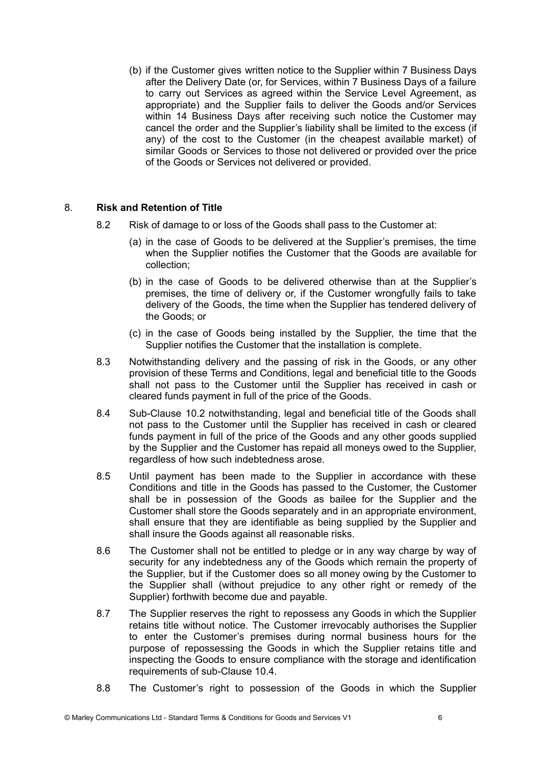(b) if the Customer gives written notice to the Supplier within 7 Business Days after the Delivery Date (or, for Services, within 7 Business Days of a failure to carry out Services as agreed within the Service Level Agreement, as appropriate) and the Supplier fails to deliver the Goods and/or Services within 14 Business Days after receiving such notice the Customer may cancel the order and the Supplier's liability shall be limited to the excess (if any) of the cost to the Customer (in the cheapest available market) of similar Goods or Services to those not delivered or provided over the price of the Goods or Services not delivered or provided.

## 8. Risk and Retention of Title

8.2 Risk of damage to or loss of the Goods shall pass to the Customer at:

(a) in the case of Goods to be delivered at the Supplier's premises, the time when the Supplier notifies the Customer that the Goods are available for collection;

(b) in the case of Goods to be delivered otherwise than at the Supplier's premises, the time of delivery or, if the Customer wrongfully fails to take delivery of the Goods, the time when the Supplier has tendered delivery of the Goods; or

(c) in the case of Goods being installed by the Supplier, the time that the Supplier notifies the Customer that the installation is complete.

8.3 Notwithstanding delivery and the passing of risk in the Goods, or any other provision of these Terms and Conditions, legal and beneficial title to the Goods shall not pass to the Customer until the Supplier has received in cash or cleared funds payment in full of the price of the Goods.

8.4 Sub-Clause 10.2 notwithstanding, legal and beneficial title of the Goods shall not pass to the Customer until the Supplier has received in cash or cleared funds payment in full of the price of the Goods and any other goods supplied by the Supplier and the Customer has repaid all moneys owed to the Supplier, regardless of how such indebtedness arose.

8.5 Until payment has been made to the Supplier in accordance with these Conditions and title in the Goods has passed to the Customer, the Customer shall be in possession of the Goods as bailee for the Supplier and the Customer shall store the Goods separately and in an appropriate environment, shall ensure that they are identifiable as being supplied by the Supplier and shall insure the Goods against all reasonable risks.

8.6 The Customer shall not be entitled to pledge or in any way charge by way of security for any indebtedness any of the Goods which remain the property of the Supplier, but if the Customer does so all money owing by the Customer to the Supplier shall (without prejudice to any other right or remedy of the Supplier) forthwith become due and payable.

8.7 The Supplier reserves the right to repossess any Goods in which the Supplier retains title without notice. The Customer irrevocably authorises the Supplier to enter the Customer's premises during normal business hours for the purpose of repossessing the Goods in which the Supplier retains title and inspecting the Goods to ensure compliance with the storage and identification requirements of sub-Clause 10.4.

8.8 The Customer's right to possession of the Goods in which the Supplier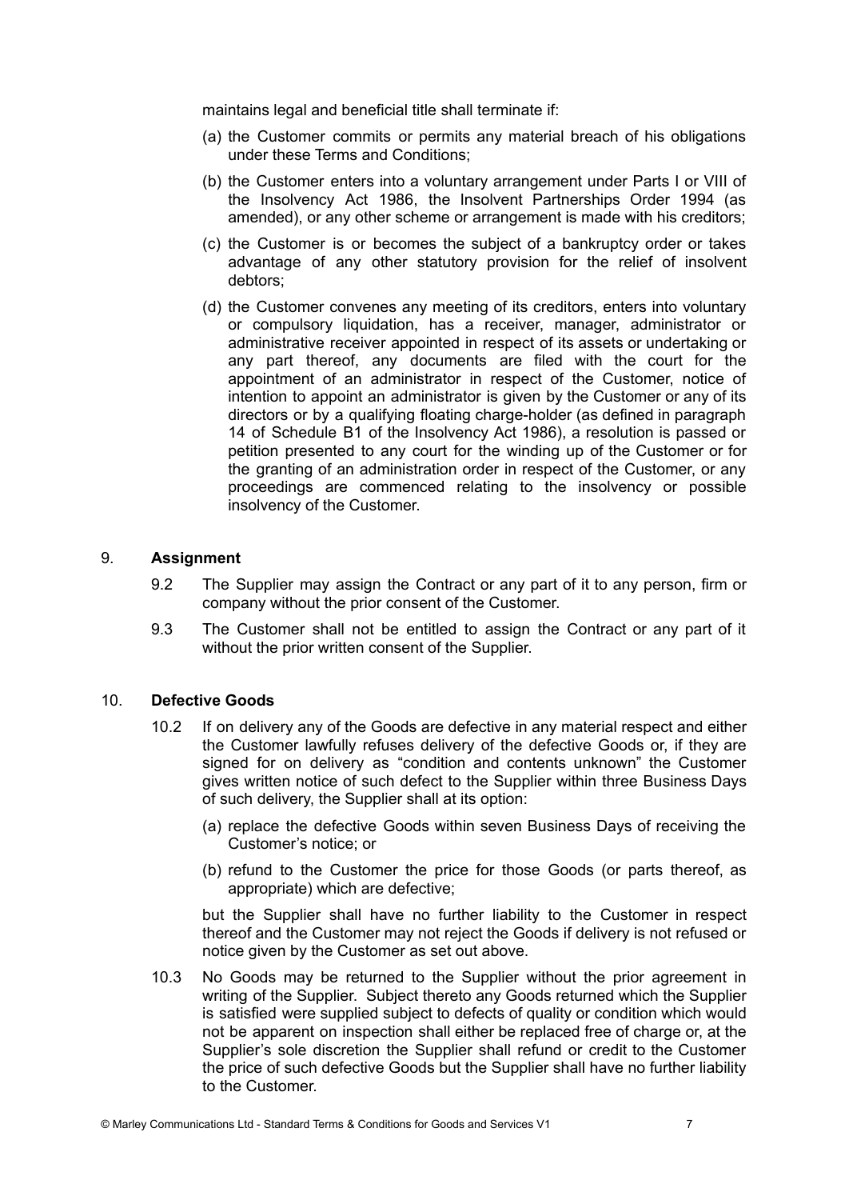maintains legal and beneficial title shall terminate if:

(a) the Customer commits or permits any material breach of his obligations under these Terms and Conditions;

(b) the Customer enters into a voluntary arrangement under Parts I or VIII of the Insolvency Act 1986, the Insolvent Partnerships Order 1994 (as amended), or any other scheme or arrangement is made with his creditors;

(c) the Customer is or becomes the subject of a bankruptcy order or takes advantage of any other statutory provision for the relief of insolvent debtors;

(d) the Customer convenes any meeting of its creditors, enters into voluntary or compulsory liquidation, has a receiver, manager, administrator or administrative receiver appointed in respect of its assets or undertaking or any part thereof, any documents are filed with the court for the appointment of an administrator in respect of the Customer, notice of intention to appoint an administrator is given by the Customer or any of its directors or by a qualifying floating charge-holder (as defined in paragraph 14 of Schedule B1 of the Insolvency Act 1986), a resolution is passed or petition presented to any court for the winding up of the Customer or for the granting of an administration order in respect of the Customer, or any proceedings are commenced relating to the insolvency or possible insolvency of the Customer.

## 9. Assignment

9.2 The Supplier may assign the Contract or any part of it to any person, firm or company without the prior consent of the Customer.

9.3 The Customer shall not be entitled to assign the Contract or any part of it without the prior written consent of the Supplier.

## 10. Defective Goods

10.2 If on delivery any of the Goods are defective in any material respect and either the Customer lawfully refuses delivery of the defective Goods or, if they are signed for on delivery as "condition and contents unknown" the Customer gives written notice of such defect to the Supplier within three Business Days of such delivery, the Supplier shall at its option:

(a) replace the defective Goods within seven Business Days of receiving the Customer's notice; or

(b) refund to the Customer the price for those Goods (or parts thereof, as appropriate) which are defective;

but the Supplier shall have no further liability to the Customer in respect thereof and the Customer may not reject the Goods if delivery is not refused or notice given by the Customer as set out above.

10.3 No Goods may be returned to the Supplier without the prior agreement in writing of the Supplier. Subject thereto any Goods returned which the Supplier is satisfied were supplied subject to defects of quality or condition which would not be apparent on inspection shall either be replaced free of charge or, at the Supplier's sole discretion the Supplier shall refund or credit to the Customer the price of such defective Goods but the Supplier shall have no further liability to the Customer.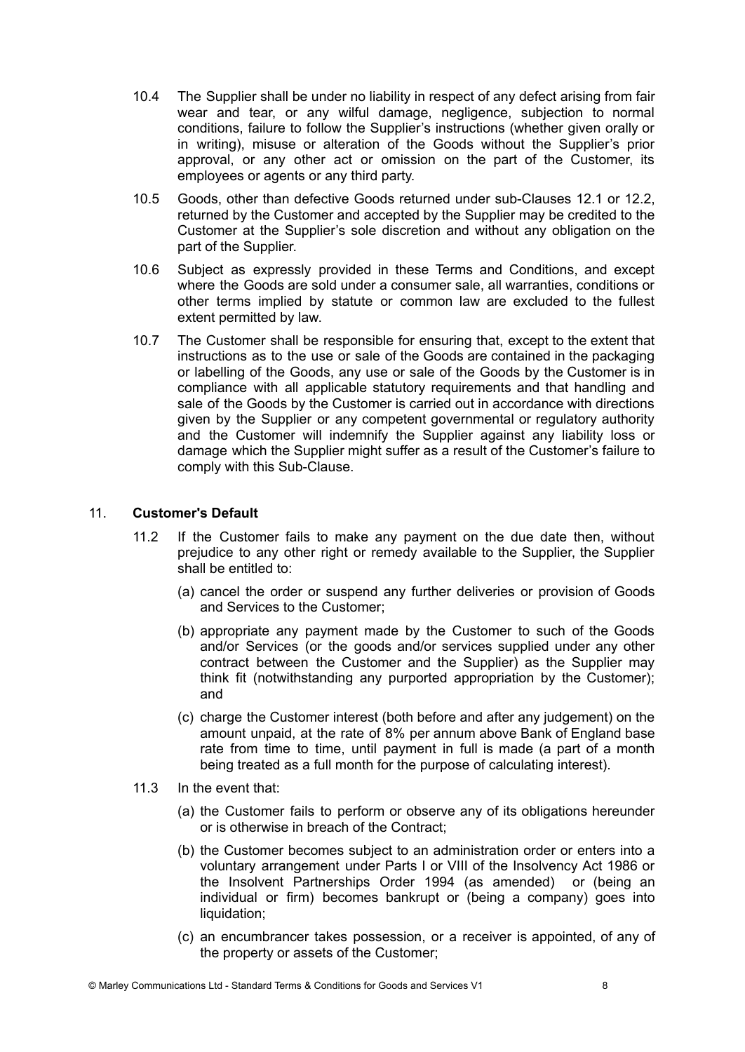10.4 The Supplier shall be under no liability in respect of any defect arising from fair wear and tear, or any wilful damage, negligence, subjection to normal conditions, failure to follow the Supplier's instructions (whether given orally or in writing), misuse or alteration of the Goods without the Supplier's prior approval, or any other act or omission on the part of the Customer, its employees or agents or any third party.

10.5 Goods, other than defective Goods returned under sub-Clauses 12.1 or 12.2, returned by the Customer and accepted by the Supplier may be credited to the Customer at the Supplier's sole discretion and without any obligation on the part of the Supplier.

10.6 Subject as expressly provided in these Terms and Conditions, and except where the Goods are sold under a consumer sale, all warranties, conditions or other terms implied by statute or common law are excluded to the fullest extent permitted by law.

10.7 The Customer shall be responsible for ensuring that, except to the extent that instructions as to the use or sale of the Goods are contained in the packaging or labelling of the Goods, any use or sale of the Goods by the Customer is in compliance with all applicable statutory requirements and that handling and sale of the Goods by the Customer is carried out in accordance with directions given by the Supplier or any competent governmental or regulatory authority and the Customer will indemnify the Supplier against any liability loss or damage which the Supplier might suffer as a result of the Customer's failure to comply with this Sub-Clause.

## 11. **Customer's Default**

11.2 If the Customer fails to make any payment on the due date then, without prejudice to any other right or remedy available to the Supplier, the Supplier shall be entitled to:

(a) cancel the order or suspend any further deliveries or provision of Goods and Services to the Customer;

(b) appropriate any payment made by the Customer to such of the Goods and/or Services (or the goods and/or services supplied under any other contract between the Customer and the Supplier) as the Supplier may think fit (notwithstanding any purported appropriation by the Customer); and

(c) charge the Customer interest (both before and after any judgement) on the amount unpaid, at the rate of 8% per annum above Bank of England base rate from time to time, until payment in full is made (a part of a month being treated as a full month for the purpose of calculating interest).

11.3 In the event that:

(a) the Customer fails to perform or observe any of its obligations hereunder or is otherwise in breach of the Contract;

(b) the Customer becomes subject to an administration order or enters into a voluntary arrangement under Parts I or VIII of the Insolvency Act 1986 or the Insolvent Partnerships Order 1994 (as amended) or (being an individual or firm) becomes bankrupt or (being a company) goes into liquidation;

(c) an encumbrancer takes possession, or a receiver is appointed, of any of the property or assets of the Customer;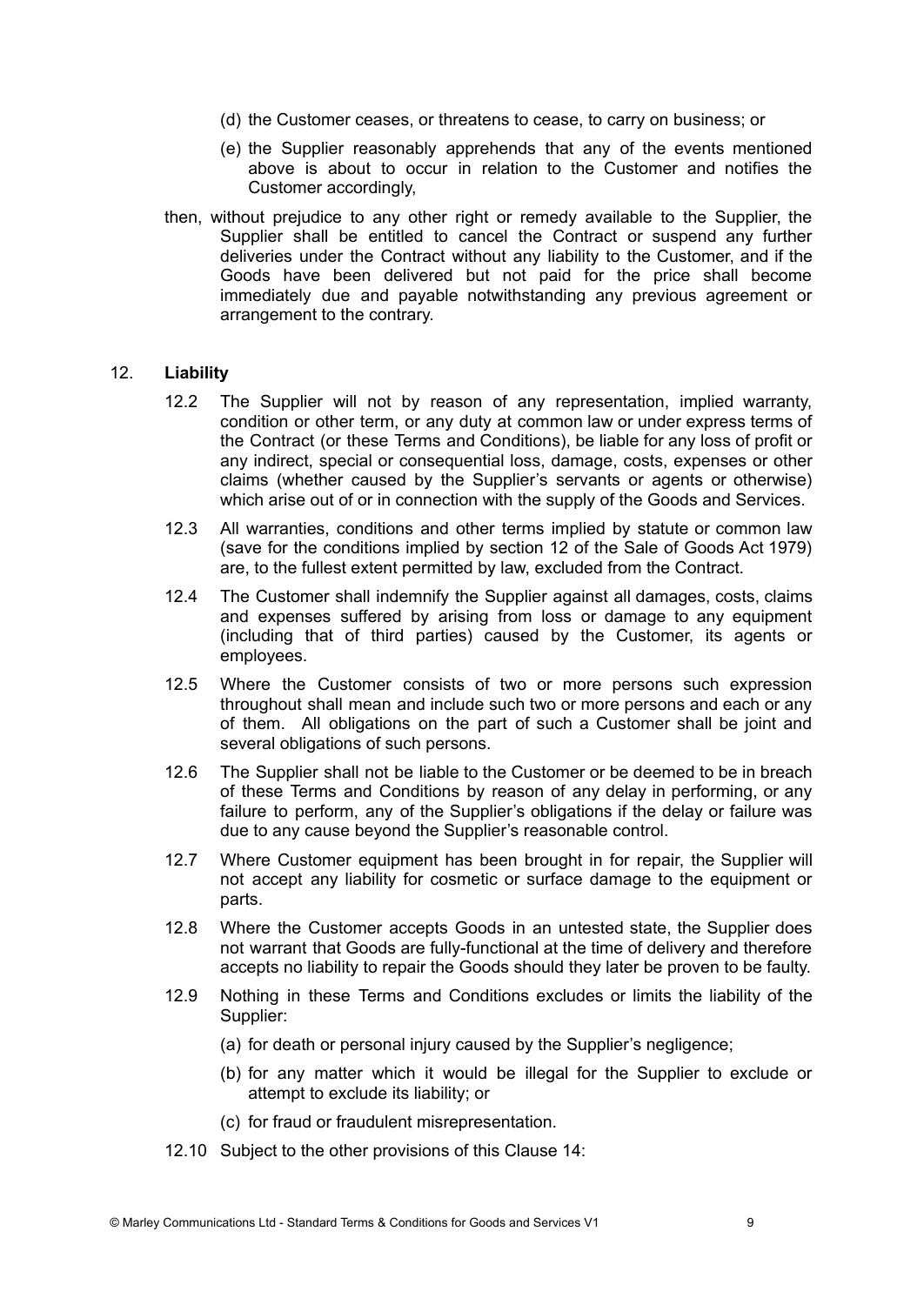(d) the Customer ceases, or threatens to cease, to carry on business; or

(e) the Supplier reasonably apprehends that any of the events mentioned above is about to occur in relation to the Customer and notifies the Customer accordingly,

then, without prejudice to any other right or remedy available to the Supplier, the Supplier shall be entitled to cancel the Contract or suspend any further deliveries under the Contract without any liability to the Customer, and if the Goods have been delivered but not paid for the price shall become immediately due and payable notwithstanding any previous agreement or arrangement to the contrary.

## 12. **Liability**

12.2 The Supplier will not by reason of any representation, implied warranty, condition or other term, or any duty at common law or under express terms of the Contract (or these Terms and Conditions), be liable for any loss of profit or any indirect, special or consequential loss, damage, costs, expenses or other claims (whether caused by the Supplier's servants or agents or otherwise) which arise out of or in connection with the supply of the Goods and Services.

12.3 All warranties, conditions and other terms implied by statute or common law (save for the conditions implied by section 12 of the Sale of Goods Act 1979) are, to the fullest extent permitted by law, excluded from the Contract.

12.4 The Customer shall indemnify the Supplier against all damages, costs, claims and expenses suffered by arising from loss or damage to any equipment (including that of third parties) caused by the Customer, its agents or employees.

12.5 Where the Customer consists of two or more persons such expression throughout shall mean and include such two or more persons and each or any of them. All obligations on the part of such a Customer shall be joint and several obligations of such persons.

12.6 The Supplier shall not be liable to the Customer or be deemed to be in breach of these Terms and Conditions by reason of any delay in performing, or any failure to perform, any of the Supplier's obligations if the delay or failure was due to any cause beyond the Supplier's reasonable control.

12.7 Where Customer equipment has been brought in for repair, the Supplier will not accept any liability for cosmetic or surface damage to the equipment or parts.

12.8 Where the Customer accepts Goods in an untested state, the Supplier does not warrant that Goods are fully-functional at the time of delivery and therefore accepts no liability to repair the Goods should they later be proven to be faulty.

12.9 Nothing in these Terms and Conditions excludes or limits the liability of the Supplier:

(a) for death or personal injury caused by the Supplier's negligence;

(b) for any matter which it would be illegal for the Supplier to exclude or attempt to exclude its liability; or

(c) for fraud or fraudulent misrepresentation.

12.10 Subject to the other provisions of this Clause 14: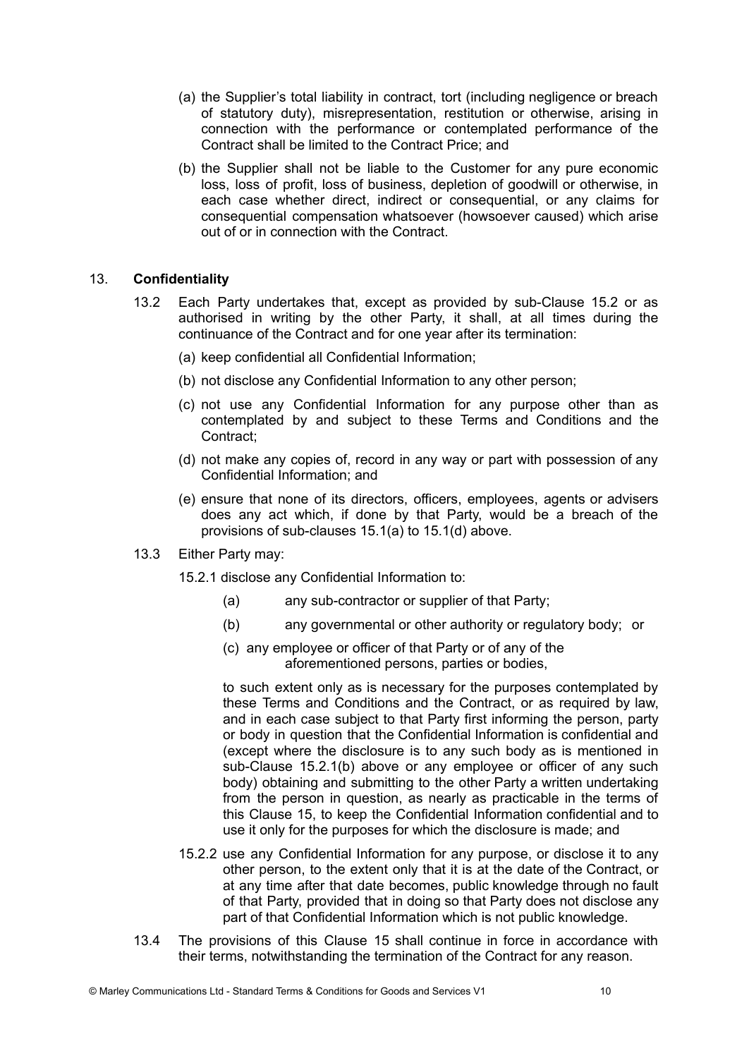(a) the Supplier's total liability in contract, tort (including negligence or breach of statutory duty), misrepresentation, restitution or otherwise, arising in connection with the performance or contemplated performance of the Contract shall be limited to the Contract Price; and

(b) the Supplier shall not be liable to the Customer for any pure economic loss, loss of profit, loss of business, depletion of goodwill or otherwise, in each case whether direct, indirect or consequential, or any claims for consequential compensation whatsoever (howsoever caused) which arise out of or in connection with the Contract.

## 13. **Confidentiality**

13.2 Each Party undertakes that, except as provided by sub-Clause 15.2 or as authorised in writing by the other Party, it shall, at all times during the continuance of the Contract and for one year after its termination:

(a) keep confidential all Confidential Information;

(b) not disclose any Confidential Information to any other person;

(c) not use any Confidential Information for any purpose other than as contemplated by and subject to these Terms and Conditions and the Contract;

(d) not make any copies of, record in any way or part with possession of any Confidential Information; and

(e) ensure that none of its directors, officers, employees, agents or advisers does any act which, if done by that Party, would be a breach of the provisions of sub-clauses 15.1(a) to 15.1(d) above.

13.3 Either Party may:

15.2.1 disclose any Confidential Information to:

(a) any sub-contractor or supplier of that Party;

(b) any governmental or other authority or regulatory body; or

(c) any employee or officer of that Party or of any of the aforementioned persons, parties or bodies,

to such extent only as is necessary for the purposes contemplated by these Terms and Conditions and the Contract, or as required by law, and in each case subject to that Party first informing the person, party or body in question that the Confidential Information is confidential and (except where the disclosure is to any such body as is mentioned in sub-Clause 15.2.1(b) above or any employee or officer of any such body) obtaining and submitting to the other Party a written undertaking from the person in question, as nearly as practicable in the terms of this Clause 15, to keep the Confidential Information confidential and to use it only for the purposes for which the disclosure is made; and

15.2.2 use any Confidential Information for any purpose, or disclose it to any other person, to the extent only that it is at the date of the Contract, or at any time after that date becomes, public knowledge through no fault of that Party, provided that in doing so that Party does not disclose any part of that Confidential Information which is not public knowledge.

13.4 The provisions of this Clause 15 shall continue in force in accordance with their terms, notwithstanding the termination of the Contract for any reason.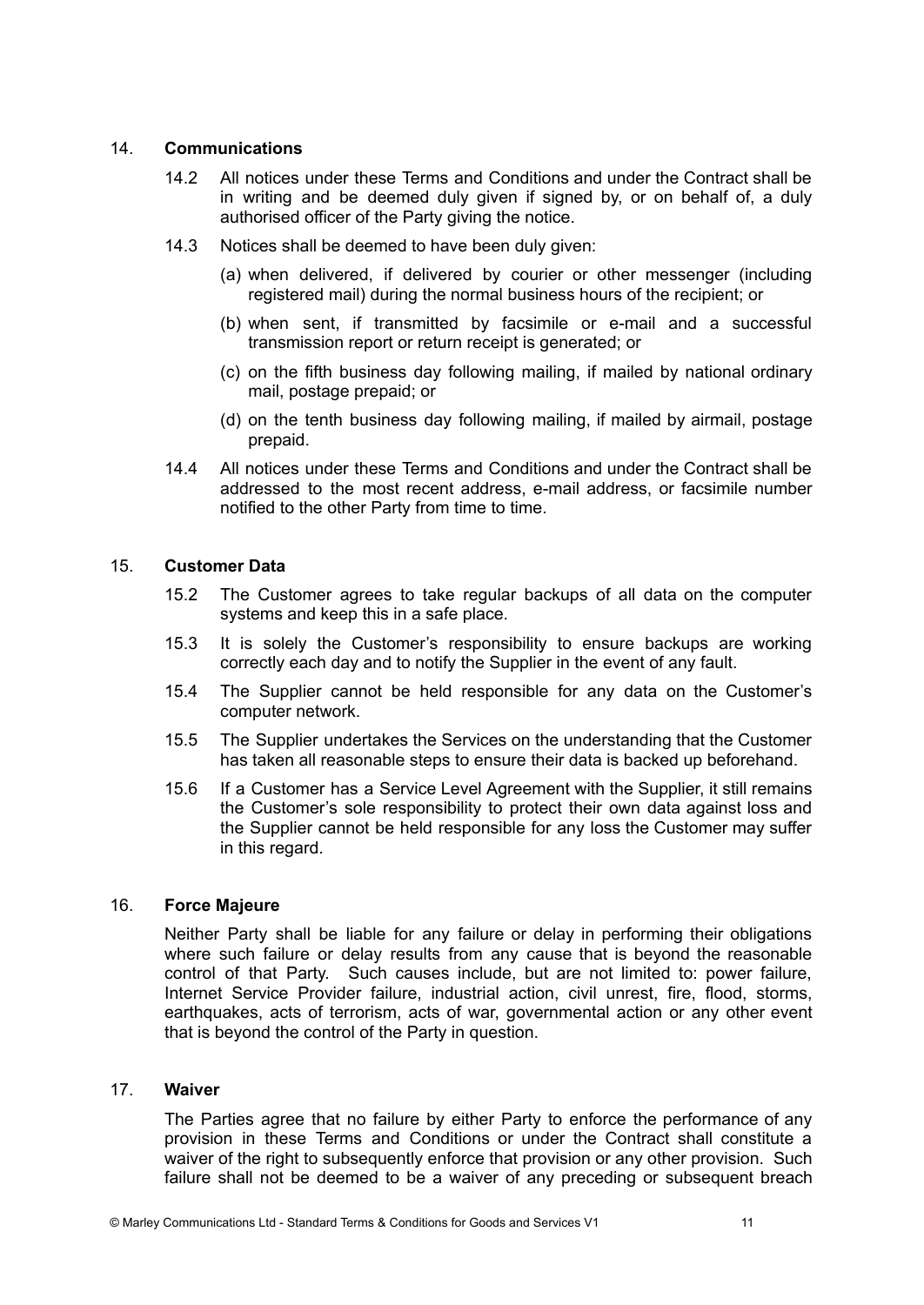## 14. **Communications**

14.2 All notices under these Terms and Conditions and under the Contract shall be in writing and be deemed duly given if signed by, or on behalf of, a duly authorised officer of the Party giving the notice.

14.3 Notices shall be deemed to have been duly given:

(a) when delivered, if delivered by courier or other messenger (including registered mail) during the normal business hours of the recipient; or

(b) when sent, if transmitted by facsimile or e-mail and a successful transmission report or return receipt is generated; or

(c) on the fifth business day following mailing, if mailed by national ordinary mail, postage prepaid; or

(d) on the tenth business day following mailing, if mailed by airmail, postage prepaid.

14.4 All notices under these Terms and Conditions and under the Contract shall be addressed to the most recent address, e-mail address, or facsimile number notified to the other Party from time to time.

## 15. **Customer Data**

15.2 The Customer agrees to take regular backups of all data on the computer systems and keep this in a safe place.

15.3 It is solely the Customer's responsibility to ensure backups are working correctly each day and to notify the Supplier in the event of any fault.

15.4 The Supplier cannot be held responsible for any data on the Customer's computer network.

15.5 The Supplier undertakes the Services on the understanding that the Customer has taken all reasonable steps to ensure their data is backed up beforehand.

15.6 If a Customer has a Service Level Agreement with the Supplier, it still remains the Customer's sole responsibility to protect their own data against loss and the Supplier cannot be held responsible for any loss the Customer may suffer in this regard.

## 16. **Force Majeure**

Neither Party shall be liable for any failure or delay in performing their obligations where such failure or delay results from any cause that is beyond the reasonable control of that Party. Such causes include, but are not limited to: power failure, Internet Service Provider failure, industrial action, civil unrest, fire, flood, storms, earthquakes, acts of terrorism, acts of war, governmental action or any other event that is beyond the control of the Party in question.

## 17. **Waiver**

The Parties agree that no failure by either Party to enforce the performance of any provision in these Terms and Conditions or under the Contract shall constitute a waiver of the right to subsequently enforce that provision or any other provision. Such failure shall not be deemed to be a waiver of any preceding or subsequent breach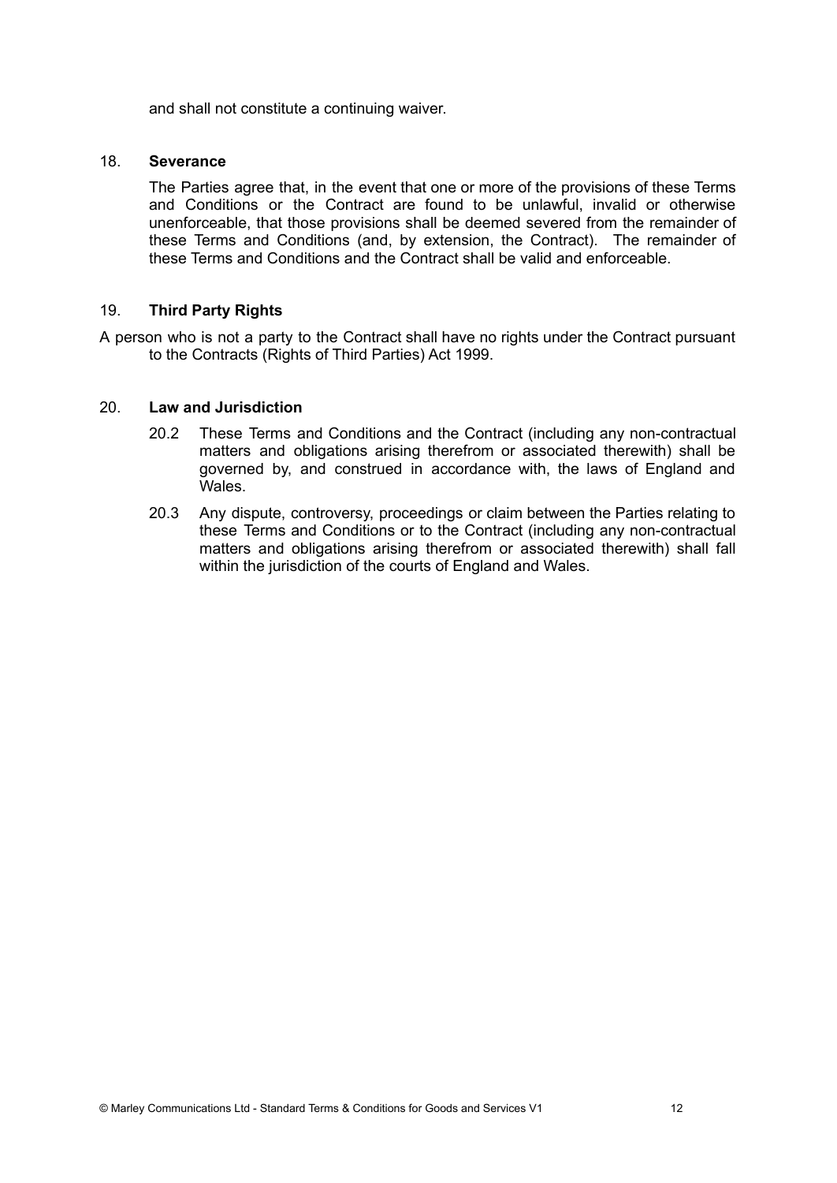and shall not constitute a continuing waiver.

## 18. Severance

The Parties agree that, in the event that one or more of the provisions of these Terms and Conditions or the Contract are found to be unlawful, invalid or otherwise unenforceable, that those provisions shall be deemed severed from the remainder of these Terms and Conditions (and, by extension, the Contract). The remainder of these Terms and Conditions and the Contract shall be valid and enforceable.

## 19. Third Party Rights

A person who is not a party to the Contract shall have no rights under the Contract pursuant to the Contracts (Rights of Third Parties) Act 1999.

## 20. Law and Jurisdiction

20.2 These Terms and Conditions and the Contract (including any non-contractual matters and obligations arising therefrom or associated therewith) shall be governed by, and construed in accordance with, the laws of England and Wales.

20.3 Any dispute, controversy, proceedings or claim between the Parties relating to these Terms and Conditions or to the Contract (including any non-contractual matters and obligations arising therefrom or associated therewith) shall fall within the jurisdiction of the courts of England and Wales.